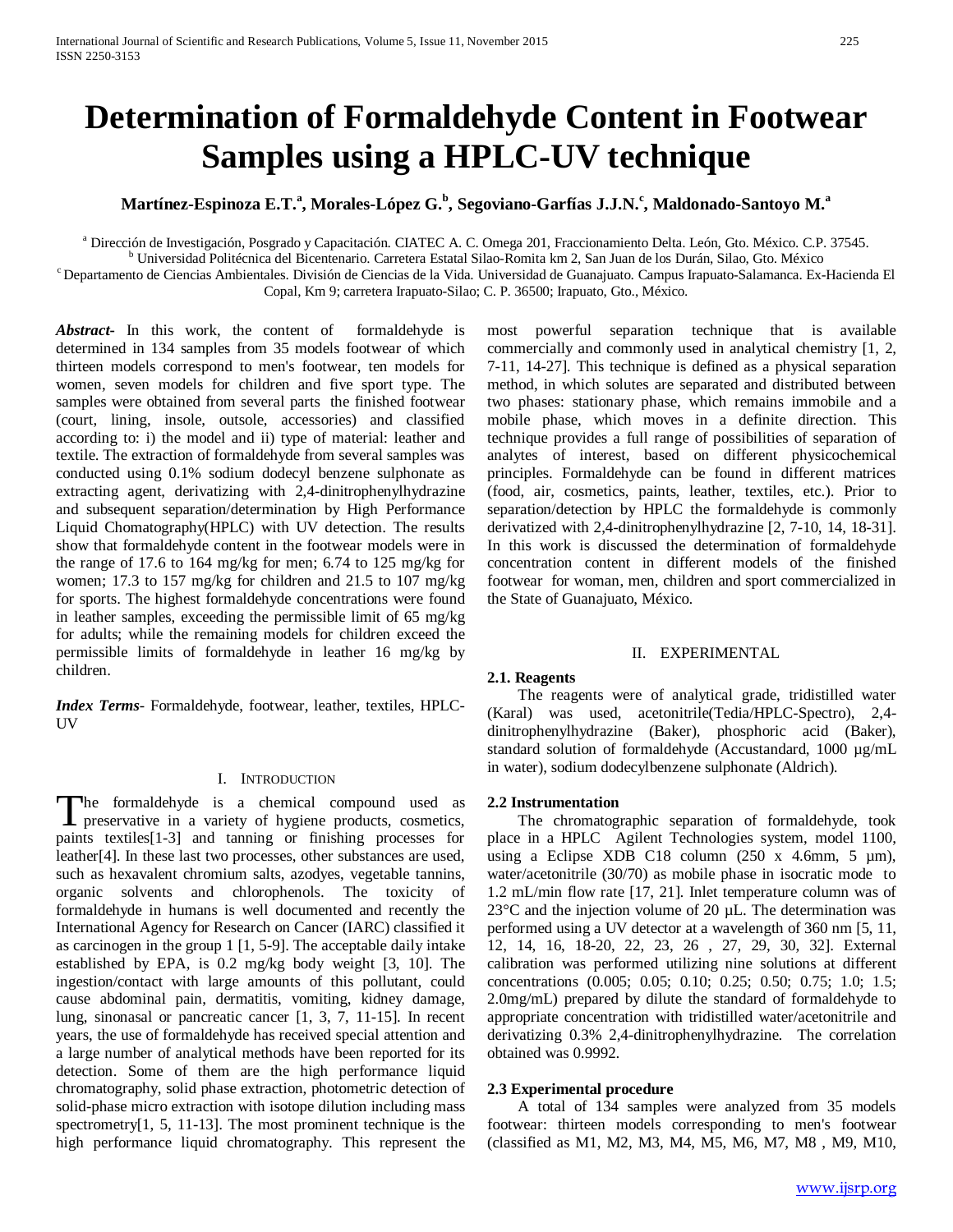# Determination of Formaldehyde Content in Footwear Samples using a HPLC-UV technique

**Martínez-Espinoza E.T.[a], Morales-López G.[b], Segoviano-Garfías J.J.N.[c], Maldonado-Santoyo M.[a]**

[a] Dirección de Investigación, Posgrado y Capacitación. CIATEC A. C. Omega 201, Fraccionamiento Delta. León, Gto. México. C.P. 37545.
[b] Universidad Politécnica del Bicentenario. Carretera Estatal Silao-Romita km 2, San Juan de los Durán, Silao, Gto. México
[c] Departamento de Ciencias Ambientales. División de Ciencias de la Vida. Universidad de Guanajuato. Campus Irapuato-Salamanca. Ex-Hacienda El Copal, Km 9; carretera Irapuato-Silao; C. P. 36500; Irapuato, Gto., México.

***Abstract***- In this work, the content of formaldehyde is determined in 134 samples from 35 models footwear of which thirteen models correspond to men's footwear, ten models for women, seven models for children and five sport type. The samples were obtained from several parts the finished footwear (court, lining, insole, outsole, accessories) and classified according to: i) the model and ii) type of material: leather and textile. The extraction of formaldehyde from several samples was conducted using 0.1% sodium dodecyl benzene sulphonate as extracting agent, derivatizing with 2,4-dinitrophenylhydrazine and subsequent separation/determination by High Performance Liquid Chomatography(HPLC) with UV detection. The results show that formaldehyde content in the footwear models were in the range of 17.6 to 164 mg/kg for men; 6.74 to 125 mg/kg for women; 17.3 to 157 mg/kg for children and 21.5 to 107 mg/kg for sports. The highest formaldehyde concentrations were found in leather samples, exceeding the permissible limit of 65 mg/kg for adults; while the remaining models for children exceed the permissible limits of formaldehyde in leather 16 mg/kg by children.

***Index Terms***- Formaldehyde, footwear, leather, textiles, HPLC-UV

## I. Introduction

The formaldehyde is a chemical compound used as preservative in a variety of hygiene products, cosmetics, paints textiles[1-3] and tanning or finishing processes for leather[4]. In these last two processes, other substances are used, such as hexavalent chromium salts, azodyes, vegetable tannins, organic solvents and chlorophenols. The toxicity of formaldehyde in humans is well documented and recently the International Agency for Research on Cancer (IARC) classified it as carcinogen in the group 1 [1, 5-9]. The acceptable daily intake established by EPA, is 0.2 mg/kg body weight [3, 10]. The ingestion/contact with large amounts of this pollutant, could cause abdominal pain, dermatitis, vomiting, kidney damage, lung, sinonasal or pancreatic cancer [1, 3, 7, 11-15]. In recent years, the use of formaldehyde has received special attention and a large number of analytical methods have been reported for its detection. Some of them are the high performance liquid chromatography, solid phase extraction, photometric detection of solid-phase micro extraction with isotope dilution including mass spectrometry[1, 5, 11-13]. The most prominent technique is the high performance liquid chromatography. This represent the most powerful separation technique that is available commercially and commonly used in analytical chemistry [1, 2, 7-11, 14-27]. This technique is defined as a physical separation method, in which solutes are separated and distributed between two phases: stationary phase, which remains immobile and a mobile phase, which moves in a definite direction. This technique provides a full range of possibilities of separation of analytes of interest, based on different physicochemical principles. Formaldehyde can be found in different matrices (food, air, cosmetics, paints, leather, textiles, etc.). Prior to separation/detection by HPLC the formaldehyde is commonly derivatized with 2,4-dinitrophenylhydrazine [2, 7-10, 14, 18-31]. In this work is discussed the determination of formaldehyde concentration content in different models of the finished footwear for woman, men, children and sport commercialized in the State of Guanajuato, México.

## II. Experimental

### 2.1. Reagents

The reagents were of analytical grade, tridistilled water (Karal) was used, acetonitrile(Tedia/HPLC-Spectro), 2,4-dinitrophenylhydrazine (Baker), phosphoric acid (Baker), standard solution of formaldehyde (Accustandard, 1000 µg/mL in water), sodium dodecylbenzene sulphonate (Aldrich).

### 2.2 Instrumentation

The chromatographic separation of formaldehyde, took place in a HPLC Agilent Technologies system, model 1100, using a Eclipse XDB C18 column (250 x 4.6mm, 5 µm), water/acetonitrile (30/70) as mobile phase in isocratic mode to 1.2 mL/min flow rate [17, 21]. Inlet temperature column was of 23°C and the injection volume of 20 µL. The determination was performed using a UV detector at a wavelength of 360 nm [5, 11, 12, 14, 16, 18-20, 22, 23, 26 , 27, 29, 30, 32]. External calibration was performed utilizing nine solutions at different concentrations (0.005; 0.05; 0.10; 0.25; 0.50; 0.75; 1.0; 1.5; 2.0mg/mL) prepared by dilute the standard of formaldehyde to appropriate concentration with tridistilled water/acetonitrile and derivatizing 0.3% 2,4-dinitrophenylhydrazine. The correlation obtained was 0.9992.

### 2.3 Experimental procedure

A total of 134 samples were analyzed from 35 models footwear: thirteen models corresponding to men's footwear (classified as M1, M2, M3, M4, M5, M6, M7, M8 , M9, M10,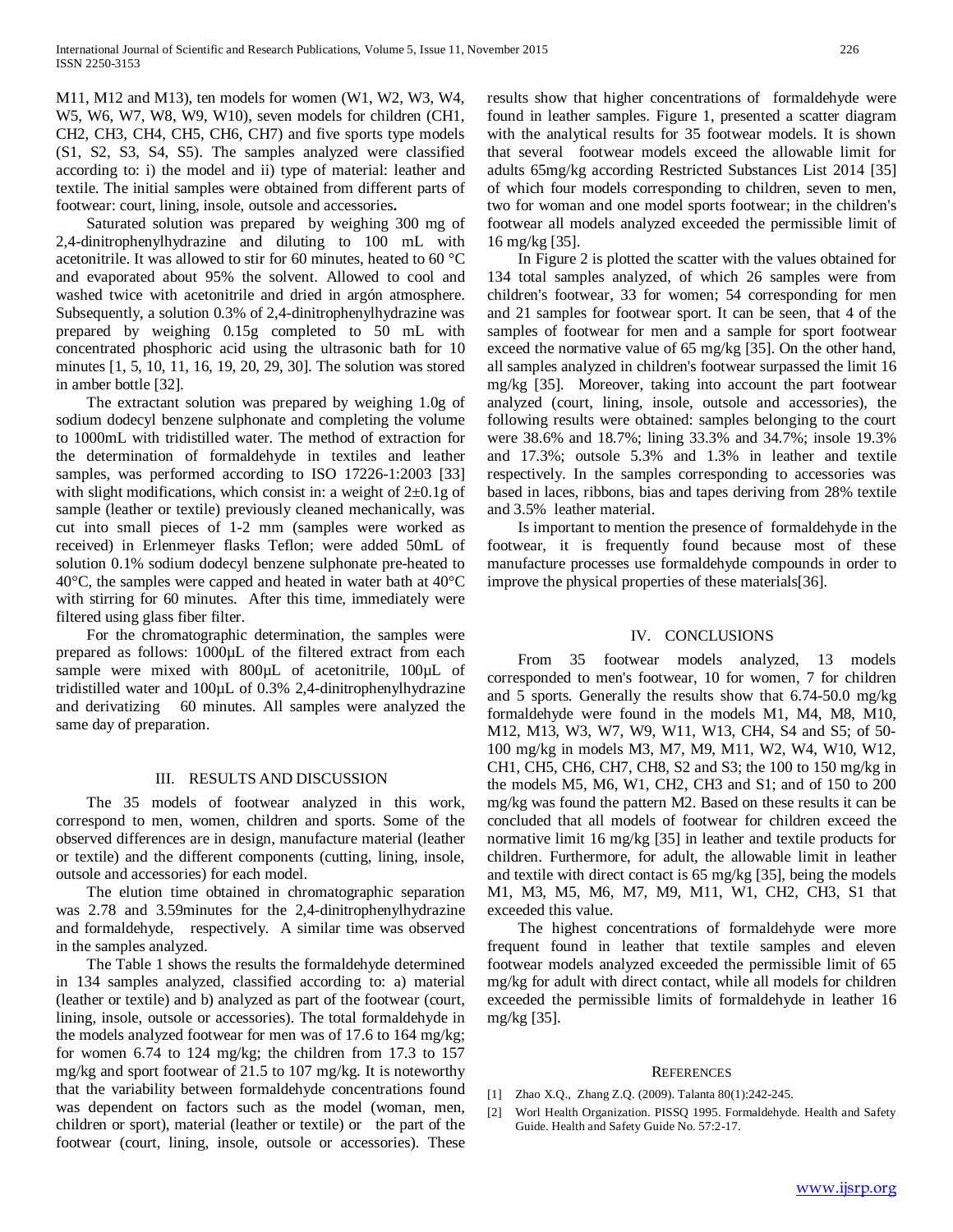M11, M12 and M13), ten models for women (W1, W2, W3, W4, W5, W6, W7, W8, W9, W10), seven models for children (CH1, CH2, CH3, CH4, CH5, CH6, CH7) and five sports type models (S1, S2, S3, S4, S5). The samples analyzed were classified according to: i) the model and ii) type of material: leather and textile. The initial samples were obtained from different parts of footwear: court, lining, insole, outsole and accessories**.**

Saturated solution was prepared by weighing 300 mg of 2,4-dinitrophenylhydrazine and diluting to 100 mL with acetonitrile. It was allowed to stir for 60 minutes, heated to 60 °C and evaporated about 95% the solvent. Allowed to cool and washed twice with acetonitrile and dried in argón atmosphere. Subsequently, a solution 0.3% of 2,4-dinitrophenylhydrazine was prepared by weighing 0.15g completed to 50 mL with concentrated phosphoric acid using the ultrasonic bath for 10 minutes [1, 5, 10, 11, 16, 19, 20, 29, 30]. The solution was stored in amber bottle [32].

The extractant solution was prepared by weighing 1.0g of sodium dodecyl benzene sulphonate and completing the volume to 1000mL with tridistilled water. The method of extraction for the determination of formaldehyde in textiles and leather samples, was performed according to ISO 17226-1:2003 [33] with slight modifications, which consist in: a weight of 2±0.1g of sample (leather or textile) previously cleaned mechanically, was cut into small pieces of 1-2 mm (samples were worked as received) in Erlenmeyer flasks Teflon; were added 50mL of solution 0.1% sodium dodecyl benzene sulphonate pre-heated to 40°C, the samples were capped and heated in water bath at 40°C with stirring for 60 minutes. After this time, immediately were filtered using glass fiber filter.

For the chromatographic determination, the samples were prepared as follows: 1000µL of the filtered extract from each sample were mixed with 800µL of acetonitrile, 100µL of tridistilled water and 100µL of 0.3% 2,4-dinitrophenylhydrazine and derivatizing 60 minutes. All samples were analyzed the same day of preparation.

## III. Results and Discussion

The 35 models of footwear analyzed in this work, correspond to men, women, children and sports. Some of the observed differences are in design, manufacture material (leather or textile) and the different components (cutting, lining, insole, outsole and accessories) for each model.

The elution time obtained in chromatographic separation was 2.78 and 3.59minutes for the 2,4-dinitrophenylhydrazine and formaldehyde, respectively. A similar time was observed in the samples analyzed.

The Table 1 shows the results the formaldehyde determined in 134 samples analyzed, classified according to: a) material (leather or textile) and b) analyzed as part of the footwear (court, lining, insole, outsole or accessories). The total formaldehyde in the models analyzed footwear for men was of 17.6 to 164 mg/kg; for women 6.74 to 124 mg/kg; the children from 17.3 to 157 mg/kg and sport footwear of 21.5 to 107 mg/kg. It is noteworthy that the variability between formaldehyde concentrations found was dependent on factors such as the model (woman, men, children or sport), material (leather or textile) or the part of the footwear (court, lining, insole, outsole or accessories). These results show that higher concentrations of formaldehyde were found in leather samples. Figure 1, presented a scatter diagram with the analytical results for 35 footwear models. It is shown that several footwear models exceed the allowable limit for adults 65mg/kg according Restricted Substances List 2014 [35] of which four models corresponding to children, seven to men, two for woman and one model sports footwear; in the children's footwear all models analyzed exceeded the permissible limit of 16 mg/kg [35].

In Figure 2 is plotted the scatter with the values obtained for 134 total samples analyzed, of which 26 samples were from children's footwear, 33 for women; 54 corresponding for men and 21 samples for footwear sport. It can be seen, that 4 of the samples of footwear for men and a sample for sport footwear exceed the normative value of 65 mg/kg [35]. On the other hand, all samples analyzed in children's footwear surpassed the limit 16 mg/kg [35]. Moreover, taking into account the part footwear analyzed (court, lining, insole, outsole and accessories), the following results were obtained: samples belonging to the court were 38.6% and 18.7%; lining 33.3% and 34.7%; insole 19.3% and 17.3%; outsole 5.3% and 1.3% in leather and textile respectively. In the samples corresponding to accessories was based in laces, ribbons, bias and tapes deriving from 28% textile and 3.5% leather material.

Is important to mention the presence of formaldehyde in the footwear, it is frequently found because most of these manufacture processes use formaldehyde compounds in order to improve the physical properties of these materials[36].

## IV. Conclusions

From 35 footwear models analyzed, 13 models corresponded to men's footwear, 10 for women, 7 for children and 5 sports. Generally the results show that 6.74-50.0 mg/kg formaldehyde were found in the models M1, M4, M8, M10, M12, M13, W3, W7, W9, W11, W13, CH4, S4 and S5; of 50-100 mg/kg in models M3, M7, M9, M11, W2, W4, W10, W12, CH1, CH5, CH6, CH7, CH8, S2 and S3; the 100 to 150 mg/kg in the models M5, M6, W1, CH2, CH3 and S1; and of 150 to 200 mg/kg was found the pattern M2. Based on these results it can be concluded that all models of footwear for children exceed the normative limit 16 mg/kg [35] in leather and textile products for children. Furthermore, for adult, the allowable limit in leather and textile with direct contact is 65 mg/kg [35], being the models M1, M3, M5, M6, M7, M9, M11, W1, CH2, CH3, S1 that exceeded this value.

The highest concentrations of formaldehyde were more frequent found in leather that textile samples and eleven footwear models analyzed exceeded the permissible limit of 65 mg/kg for adult with direct contact, while all models for children exceeded the permissible limits of formaldehyde in leather 16 mg/kg [35].

## References

[1] Zhao X.Q., Zhang Z.Q. (2009). Talanta 80(1):242-245.

[2] Worl Health Organization. PISSQ 1995. Formaldehyde. Health and Safety Guide. Health and Safety Guide No. 57:2-17.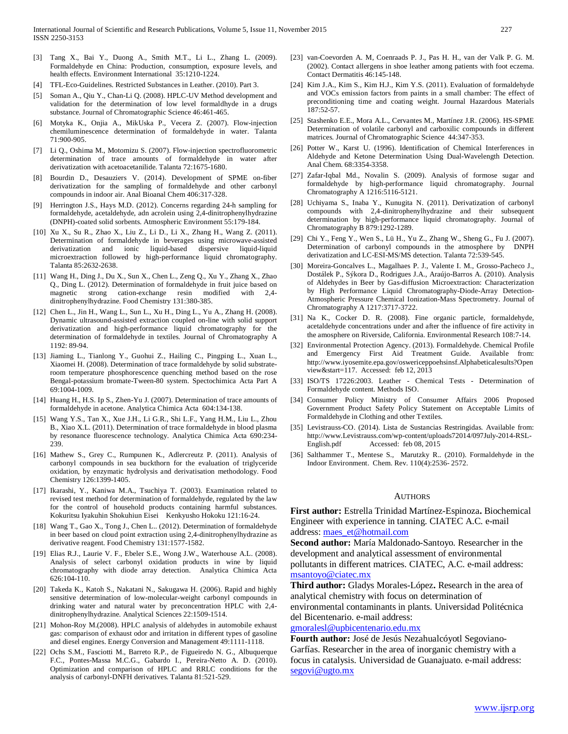[3] Tang X., Bai Y., Duong A., Smith M.T., Li L., Zhang L. (2009). Formaldehyde en China: Production, consumption, exposure levels, and health effects. Environment International 35:1210-1224.

[4] TFL-Eco-Guidelines. Restricted Substances in Leather. (2010). Part 3.

[5] Soman A., Qiu Y., Chan-Li Q. (2008). HPLC-UV Method development and validation for the determination of low level formaldhyde in a drugs substance. Journal of Chromatographic Science 46:461-465.

[6] Motyka K., Onjia A., MikUska P., Vecera Z. (2007). Flow-injection chemiluminescence determination of formaldehyde in water. Talanta 71:900-905.

[7] Li Q., Oshima M., Motomizu S. (2007). Flow-injection spectrofluorometric determination of trace amounts of formaldehyde in water after derivatization with acetoacetanilide. Talanta 72:1675-1680.

[8] Bourdin D., Desauziers V. (2014). Development of SPME on-fiber derivatization for the sampling of formaldehyde and other carbonyl compounds in indoor air. Anal Bioanal Chem 406:317-328.

[9] Herrington J.S., Hays M.D. (2012). Concerns regarding 24-h sampling for formaldehyde, acetaldehyde, adn acrolein using 2,4-dinitrophenylhydrazine (DNPH)-coated solid sorbents. Atmospheric Environment 55:179-184.

[10] Xu X., Su R., Zhao X., Liu Z., Li D., Li X., Zhang H., Wang Z. (2011). Determination of formaldehyde in beverages using microwave-assisted derivatization and ionic liquid-based dispersive liquid-liquid microextraction followed by high-performance liquid chromatography. Talanta 85:2632-2638.

[11] Wang H., Ding J., Du X., Sun X., Chen L., Zeng Q., Xu Y., Zhang X., Zhao Q., Ding L. (2012). Determination of formaldehyde in fruit juice based on magnetic strong cation-exchange resin modified with 2,4-dinitrophenylhydrazine. Food Chemistry 131:380-385.

[12] Chen L., Jin H., Wang L., Sun L., Xu H., Ding L., Yu A., Zhang H. (2008). Dynamic ultrasound-assisted extraction coupled on-line with solid support derivatization and high-performance liquid chromatography for the determination of formaldehyde in textiles. Journal of Chromatography A 1192: 89-94.

[13] Jiaming L., Tianlong Y., Guohui Z., Hailing C., Pingping L., Xuan L., Xiaomei H. (2008). Determination of trace formaldehyde by solid substrate-room temperature phosphorescence quenching method based on the rose Bengal-potassium bromate-Tween-80 system. Spectochimica Acta Part A 69:1004-1009.

[14] Huang H., H.S. Ip S., Zhen-Yu J. (2007). Determination of trace amounts of formaldehyde in acetone. Analytica Chimica Acta 604:134-138.

[15] Wang Y.S., Tan X., Xue J.H., Li G.R., Shi L.F., Yang H.M., Liu L., Zhou B., Xiao X.L. (2011). Determination of trace formaldehyde in blood plasma by resonance fluorescence technology. Analytica Chimica Acta 690:234-239.

[16] Mathew S., Grey C., Rumpunen K., Adlercreutz P. (2011). Analysis of carbonyl compounds in sea buckthorn for the evaluation of triglyceride oxidation, by enzymatic hydrolysis and derivatisation methodology. Food Chemistry 126:1399-1405.

[17] Ikarashi, Y., Kaniwa M.A., Tsuchiya T. (2003). Examination related to revised test method for determination of formaldehyde, regulated by the law for the control of household products containing harmful substances. Kokuritsu Iyakuhin Shokuhiun Eisei Kenkyusho Hokoku 121:16-24.

[18] Wang T., Gao X., Tong J., Chen L.. (2012). Determination of formaldehyde in beer based on cloud point extraction using 2,4-dinitrophenylhydrazine as derivative reagent. Food Chemistry 131:1577-1582.

[19] Elias R.J., Laurie V. F., Ebeler S.E., Wong J.W., Waterhouse A.L. (2008). Analysis of select carbonyl oxidation products in wine by liquid chromatography with diode array detection. Analytica Chimica Acta 626:104-110.

[20] Takeda K., Katoh S., Nakatani N., Sakugawa H. (2006). Rapid and highly sensitive determination of low-molecular-weight carbonyl compounds in drinking water and natural water by preconcentration HPLC with 2,4-dinitrophenylhydrazine. Analytical Sciences 22:1509-1514.

[21] Mohon-Roy M.(2008). HPLC analysis of aldehydes in automobile exhaust gas: comparison of exhaust odor and irritation in different types of gasoline and diesel engines. Energy Conversion and Management 49:1111-1118.

[22] Ochs S.M., Fasciotti M., Barreto R.P., de Figueiredo N. G., Albuquerque F.C., Pontes-Massa M.C.G., Gabardo I., Pereira-Netto A. D. (2010). Optimization and comparison of HPLC and RRLC conditions for the analysis of carbonyl-DNFH derivatives. Talanta 81:521-529.

[23] van-Coevorden A. M, Coenraads P. J., Pas H. H., van der Valk P. G. M. (2002). Contact allergens in shoe leather among patients with foot eczema. Contact Dermatitis 46:145-148.

[24] Kim J.A., Kim S., Kim H.J., Kim Y.S. (2011). Evaluation of formaldehyde and VOCs emission factors from paints in a small chamber: The effect of preconditioning time and coating weight. Journal Hazardous Materials 187:52-57.

[25] Stashenko E.E., Mora A.L., Cervantes M., Martínez J.R. (2006). HS-SPME Determination of volatile carbonyl and carboxilic compounds in different matrices. Journal of Chromatographic Science 44:347-353.

[26] Potter W., Karst U. (1996). Identification of Chemical Interferences in Aldehyde and Ketone Determination Using Dual-Wavelength Detection. Anal Chem. 68:3354-3358.

[27] Zafar-Iqbal Md., Novalin S. (2009). Analysis of formose sugar and formaldehyde by high-performance liquid chromatography. Journal Chromatography A 1216:5116-5121.

[28] Uchiyama S., Inaba Y., Kunugita N. (2011). Derivatization of carbonyl compounds with 2,4-dinitrophenylhydrazine and their subsequent determination by high-performance liquid chromatography. Journal of Chromatography B 879:1292-1289.

[29] Chi Y., Feng Y., Wen S., Lü H., Yu Z., Zhang W., Sheng G., Fu J. (2007). Determination of carbonyl compounds in the atmosphere by DNPH derivatization and LC-ESI-MS/MS detection. Talanta 72:539-545.

[30] Moreira-Goncalves L., Magalhaes P. J., Valente I. M., Grosso-Pacheco J., Dostálek P., Sýkora D., Rodrigues J.A., Araújo-Barros A. (2010). Analysis of Aldehydes in Beer by Gas-diffusion Microextraction: Characterization by High Performance Liquid Chromatography-Diode-Array Detection-Atmospheric Pressure Chemical Ionization-Mass Spectrometry. Journal of Chromatography A 1217:3717-3722.

[31] Na K., Cocker D. R. (2008). Fine organic particle, formaldehyde, acetaldehyde concentrations under and after the influence of fire activity in the amosphere on Riverside, California. Environmental Research 108:7-14.

[32] Environmental Protection Agency. (2013). Formaldehyde. Chemical Profile and Emergency First Aid Treatment Guide. Available from: http://www.iyosemite.epa.gov/oswericeppoehsinsf.Alphabeticalesults?Openview&start=117. Accessed: feb 12, 2013

[33] ISO/TS 17226:2003. Leather - Chemical Tests - Determination of Formaldehyde content. Methods ISO.

[34] Consumer Policy Ministry of Consumer Affairs 2006 Proposed Government Product Safety Policy Statement on Acceptable Limits of Formaldehyde in Clothing and other Textiles.

[35] Levistrauss-CO. (2014). Lista de Sustancias Restringidas. Available from: http://www.Levistrauss.com/wp-content/uploads72014/097July-2014-RSL-English.pdf Accessed: feb 08, 2015

[36] Salthammer T., Mentese S., Marutzky R.. (2010). Formaldehyde in the Indoor Environment. Chem. Rev. 110(4):2536- 2572.

## AUTHORS

**First author:** Estrella Trinidad Martínez-Espinoza**.** Biochemical Engineer with experience in tanning. CIATEC A.C. e-mail address: maes_et@hotmail.com

**Second author:** María Maldonado-Santoyo. Researcher in the development and analytical assessment of environmental pollutants in different matrices. CIATEC, A.C. e-mail address: msantoyo@ciatec.mx

**Third author:** Gladys Morales-López**.** Research in the area of analytical chemistry with focus on determination of environmental contaminants in plants. Universidad Politécnica del Bicentenario. e-mail address: gmoralesl@upbicentenario.edu.mx

**Fourth author:** José de Jesús Nezahualcóyotl Segoviano-Garfías. Researcher in the area of inorganic chemistry with a focus in catalysis. Universidad de Guanajuato. e-mail address: segovi@ugto.mx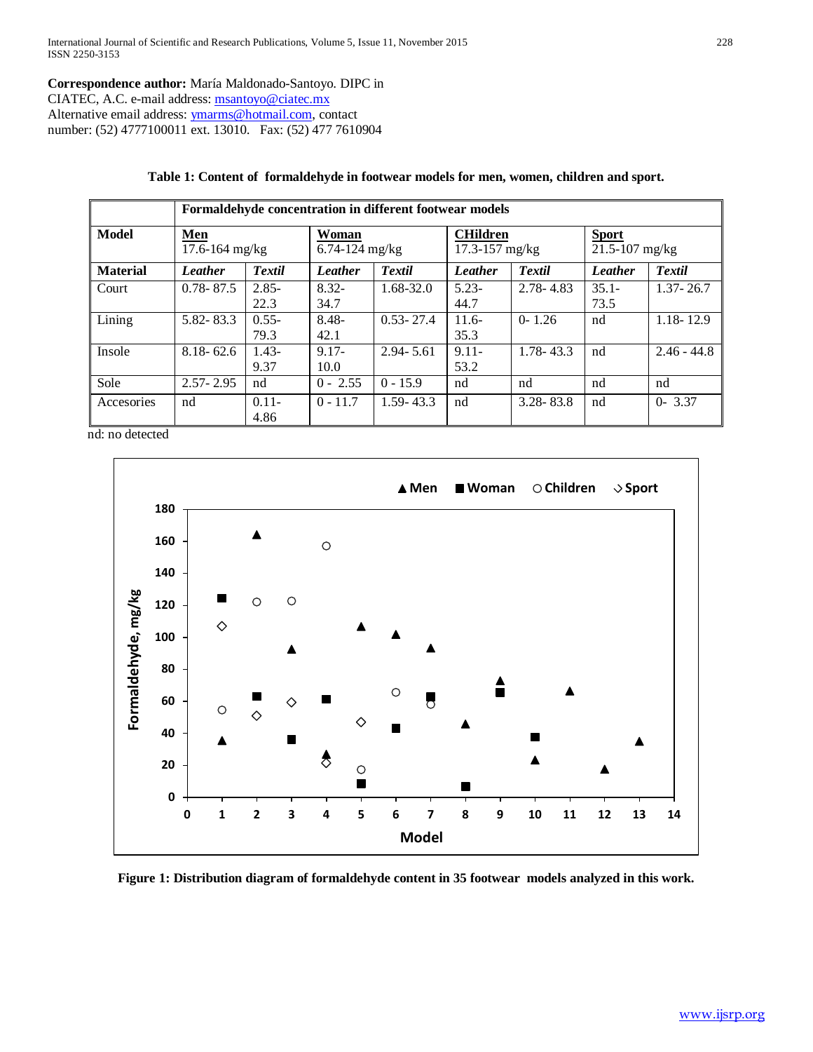**Correspondence author:** María Maldonado-Santoyo. DIPC in CIATEC, A.C. e-mail address: msantoyo@ciatec.mx
Alternative email address: ymarms@hotmail.com, contact number: (52) 4777100011 ext. 13010. Fax: (52) 477 7610904

**Table 1: Content of formaldehyde in footwear models for men, women, children and sport.**

| | Formaldehyde concentration in different footwear models | | | | | | | |
|---|---|---|---|---|---|---|---|---|
| **Model** | **Men** 17.6-164 mg/kg | | **Woman** 6.74-124 mg/kg | | **CHildren** 17.3-157 mg/kg | | **Sport** 21.5-107 mg/kg | |
| **Material** | ***Leather*** | ***Textil*** | ***Leather*** | ***Textil*** | ***Leather*** | ***Textil*** | ***Leather*** | ***Textil*** |
| Court | 0.78- 87.5 | 2.85-22.3 | 8.32-34.7 | 1.68-32.0 | 5.23-44.7 | 2.78- 4.83 | 35.1-73.5 | 1.37- 26.7 |
| Lining | 5.82- 83.3 | 0.55-79.3 | 8.48-42.1 | 0.53- 27.4 | 11.6-35.3 | 0- 1.26 | nd | 1.18- 12.9 |
| Insole | 8.18- 62.6 | 1.43-9.37 | 9.17-10.0 | 2.94- 5.61 | 9.11-53.2 | 1.78- 43.3 | nd | 2.46 - 44.8 |
| Sole | 2.57- 2.95 | nd | 0 - 2.55 | 0 - 15.9 | nd | nd | nd | nd |
| Accesories | nd | 0.11-4.86 | 0 - 11.7 | 1.59- 43.3 | nd | 3.28- 83.8 | nd | 0- 3.37 |

nd: no detected

**Figure 1: Distribution diagram of formaldehyde content in 35 footwear models analyzed in this work.**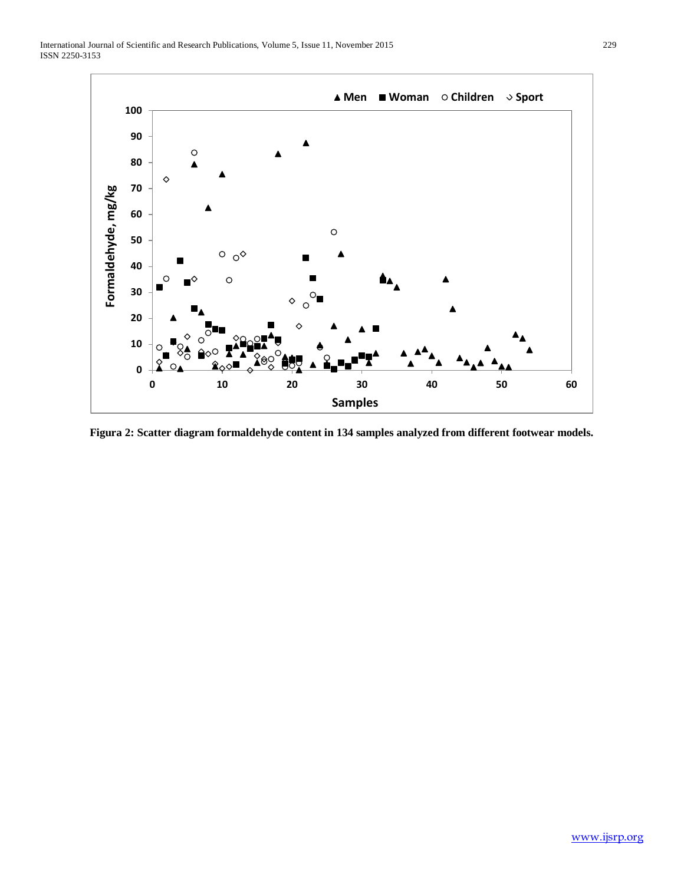▲ Men ■ Woman ○ Children ◇ Sport

100
90
80
70
60
50
40
30
20
10
0

Formaldehyde, mg/kg

0
10
20
30
40
50
60

Samples

**Figura 2: Scatter diagram formaldehyde content in 134 samples analyzed from different footwear models.**